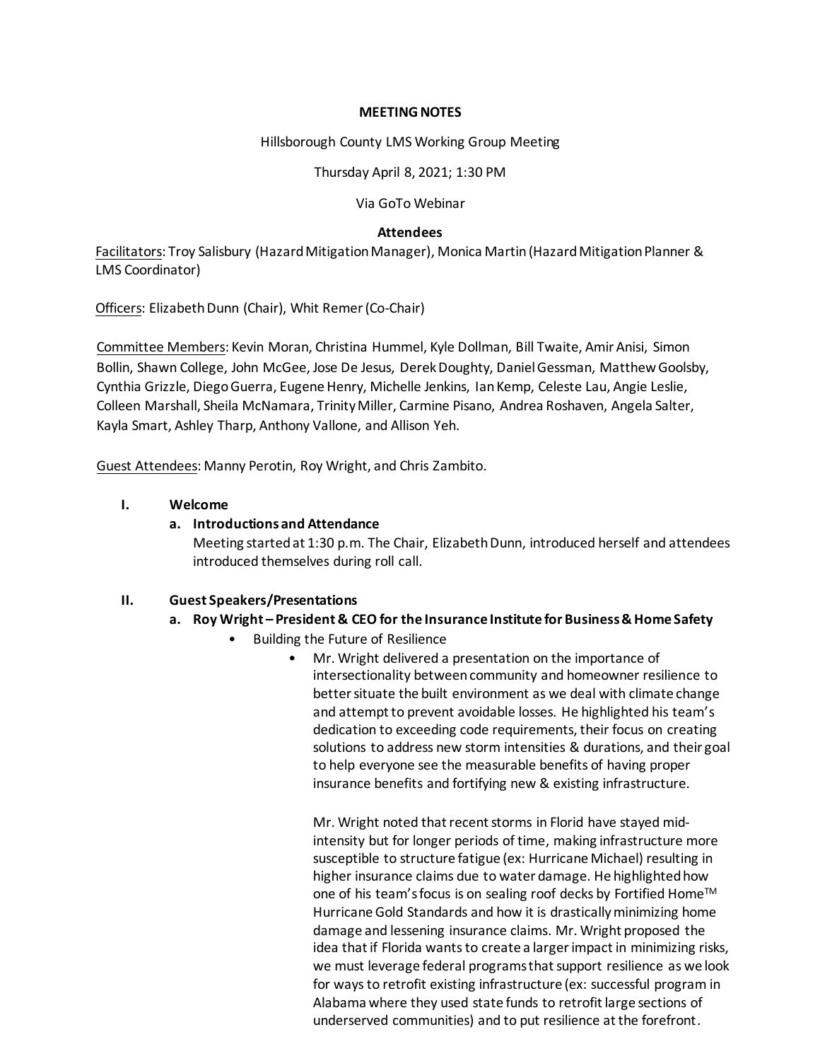**MEETING NOTES**

Hillsborough County LMS Working Group Meeting

Thursday April 8, 2021; 1:30 PM

Via GoTo Webinar

**Attendees**

Facilitators: Troy Salisbury (Hazard Mitigation Manager), Monica Martin (Hazard Mitigation Planner & LMS Coordinator)

Officers: Elizabeth Dunn (Chair), Whit Remer (Co-Chair)

Committee Members: Kevin Moran, Christina Hummel, Kyle Dollman, Bill Twaite, Amir Anisi, Simon Bollin, Shawn College, John McGee, Jose De Jesus, Derek Doughty, Daniel Gessman, Matthew Goolsby, Cynthia Grizzle, Diego Guerra, Eugene Henry, Michelle Jenkins, Ian Kemp, Celeste Lau, Angie Leslie, Colleen Marshall, Sheila McNamara, Trinity Miller, Carmine Pisano, Andrea Roshaven, Angela Salter, Kayla Smart, Ashley Tharp, Anthony Vallone, and Allison Yeh.

Guest Attendees: Manny Perotin, Roy Wright, and Chris Zambito.

## I. Welcome

### a. Introductions and Attendance

Meeting started at 1:30 p.m. The Chair, Elizabeth Dunn, introduced herself and attendees introduced themselves during roll call.

## II. Guest Speakers/Presentations

### a. Roy Wright – President & CEO for the Insurance Institute for Business & Home Safety

- Building the Future of Resilience
  - Mr. Wright delivered a presentation on the importance of intersectionality between community and homeowner resilience to better situate the built environment as we deal with climate change and attempt to prevent avoidable losses. He highlighted his team's dedication to exceeding code requirements, their focus on creating solutions to address new storm intensities & durations, and their goal to help everyone see the measurable benefits of having proper insurance benefits and fortifying new & existing infrastructure.

    Mr. Wright noted that recent storms in Florid have stayed mid-intensity but for longer periods of time, making infrastructure more susceptible to structure fatigue (ex: Hurricane Michael) resulting in higher insurance claims due to water damage. He highlighted how one of his team's focus is on sealing roof decks by Fortified Home™ Hurricane Gold Standards and how it is drastically minimizing home damage and lessening insurance claims. Mr. Wright proposed the idea that if Florida wants to create a larger impact in minimizing risks, we must leverage federal programs that support resilience as we look for ways to retrofit existing infrastructure (ex: successful program in Alabama where they used state funds to retrofit large sections of underserved communities) and to put resilience at the forefront.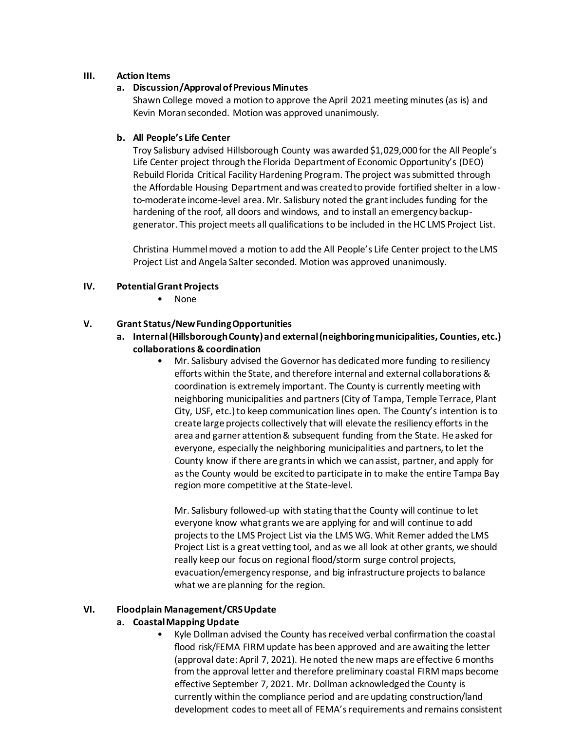## III. Action Items

### a. Discussion/Approval of Previous Minutes

Shawn College moved a motion to approve the April 2021 meeting minutes (as is) and Kevin Moran seconded. Motion was approved unanimously.

### b. All People's Life Center

Troy Salisbury advised Hillsborough County was awarded $1,029,000 for the All People's Life Center project through the Florida Department of Economic Opportunity's (DEO) Rebuild Florida Critical Facility Hardening Program. The project was submitted through the Affordable Housing Department and was created to provide fortified shelter in a low-to-moderate income-level area. Mr. Salisbury noted the grant includes funding for the hardening of the roof, all doors and windows, and to install an emergency backup-generator. This project meets all qualifications to be included in the HC LMS Project List.

Christina Hummel moved a motion to add the All People's Life Center project to the LMS Project List and Angela Salter seconded. Motion was approved unanimously.

## IV. Potential Grant Projects

- None

## V. Grant Status/New Funding Opportunities

### a. Internal (Hillsborough County) and external (neighboring municipalities, Counties, etc.) collaborations & coordination

- Mr. Salisbury advised the Governor has dedicated more funding to resiliency efforts within the State, and therefore internal and external collaborations & coordination is extremely important. The County is currently meeting with neighboring municipalities and partners (City of Tampa, Temple Terrace, Plant City, USF, etc.) to keep communication lines open. The County's intention is to create large projects collectively that will elevate the resiliency efforts in the area and garner attention & subsequent funding from the State. He asked for everyone, especially the neighboring municipalities and partners, to let the County know if there are grants in which we can assist, partner, and apply for as the County would be excited to participate in to make the entire Tampa Bay region more competitive at the State-level.

  Mr. Salisbury followed-up with stating that the County will continue to let everyone know what grants we are applying for and will continue to add projects to the LMS Project List via the LMS WG. Whit Remer added the LMS Project List is a great vetting tool, and as we all look at other grants, we should really keep our focus on regional flood/storm surge control projects, evacuation/emergency response, and big infrastructure projects to balance what we are planning for the region.

## VI. Floodplain Management/CRS Update

### a. Coastal Mapping Update

- Kyle Dollman advised the County has received verbal confirmation the coastal flood risk/FEMA FIRM update has been approved and are awaiting the letter (approval date: April 7, 2021). He noted the new maps are effective 6 months from the approval letter and therefore preliminary coastal FIRM maps become effective September 7, 2021. Mr. Dollman acknowledged the County is currently within the compliance period and are updating construction/land development codes to meet all of FEMA's requirements and remains consistent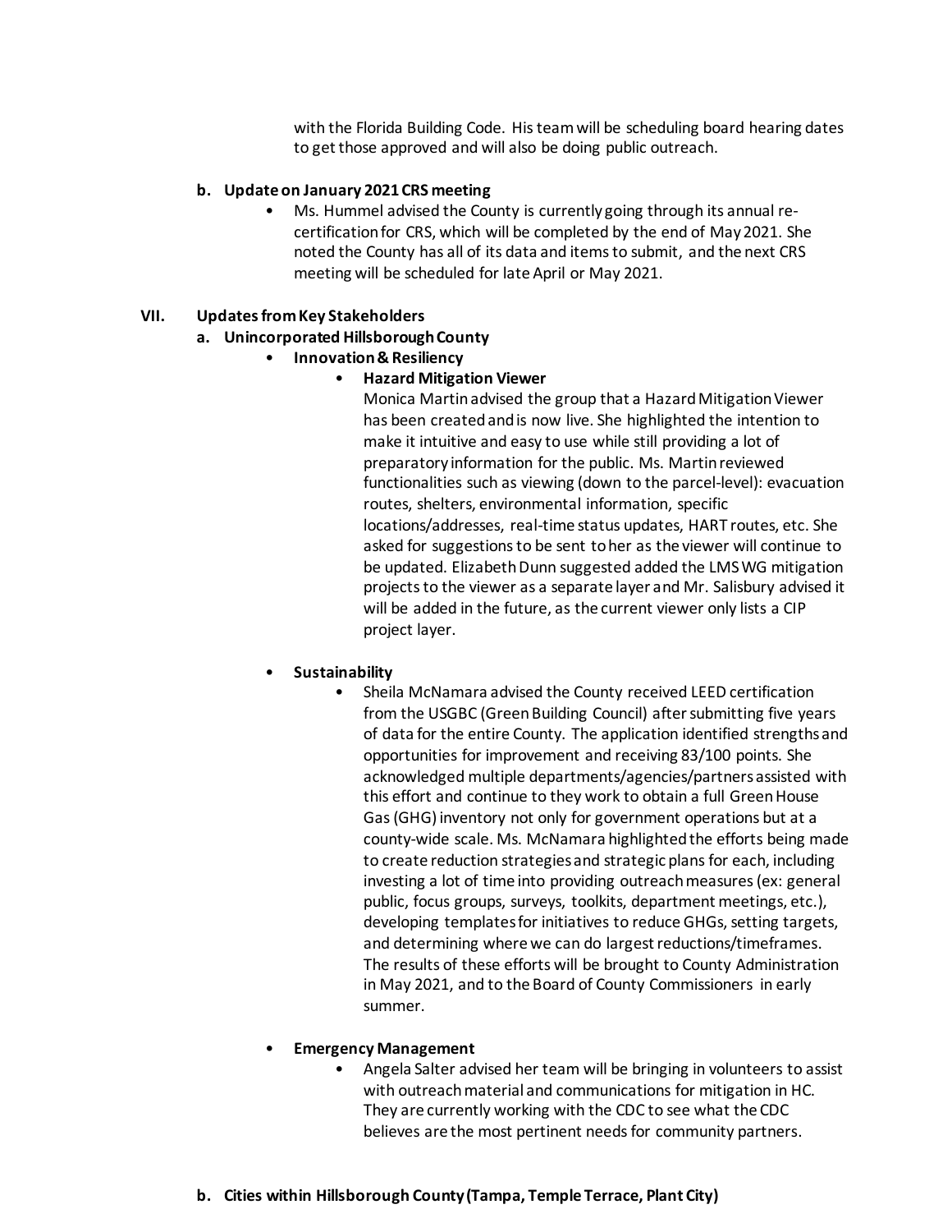with the Florida Building Code. His team will be scheduling board hearing dates to get those approved and will also be doing public outreach.

**b. Update on January 2021 CRS meeting**

- Ms. Hummel advised the County is currently going through its annual re-certification for CRS, which will be completed by the end of May 2021. She noted the County has all of its data and items to submit, and the next CRS meeting will be scheduled for late April or May 2021.

**VII. Updates from Key Stakeholders**

**a. Unincorporated Hillsborough County**

- **Innovation & Resiliency**
  - **Hazard Mitigation Viewer**

    Monica Martin advised the group that a Hazard Mitigation Viewer has been created and is now live. She highlighted the intention to make it intuitive and easy to use while still providing a lot of preparatory information for the public. Ms. Martin reviewed functionalities such as viewing (down to the parcel-level): evacuation routes, shelters, environmental information, specific locations/addresses, real-time status updates, HART routes, etc. She asked for suggestions to be sent to her as the viewer will continue to be updated. Elizabeth Dunn suggested added the LMS WG mitigation projects to the viewer as a separate layer and Mr. Salisbury advised it will be added in the future, as the current viewer only lists a CIP project layer.

- **Sustainability**
  - Sheila McNamara advised the County received LEED certification from the USGBC (Green Building Council) after submitting five years of data for the entire County. The application identified strengths and opportunities for improvement and receiving 83/100 points. She acknowledged multiple departments/agencies/partners assisted with this effort and continue to they work to obtain a full Green House Gas (GHG) inventory not only for government operations but at a county-wide scale. Ms. McNamara highlighted the efforts being made to create reduction strategies and strategic plans for each, including investing a lot of time into providing outreach measures (ex: general public, focus groups, surveys, toolkits, department meetings, etc.), developing templates for initiatives to reduce GHGs, setting targets, and determining where we can do largest reductions/timeframes. The results of these efforts will be brought to County Administration in May 2021, and to the Board of County Commissioners in early summer.

- **Emergency Management**
  - Angela Salter advised her team will be bringing in volunteers to assist with outreach material and communications for mitigation in HC. They are currently working with the CDC to see what the CDC believes are the most pertinent needs for community partners.

**b. Cities within Hillsborough County (Tampa, Temple Terrace, Plant City)**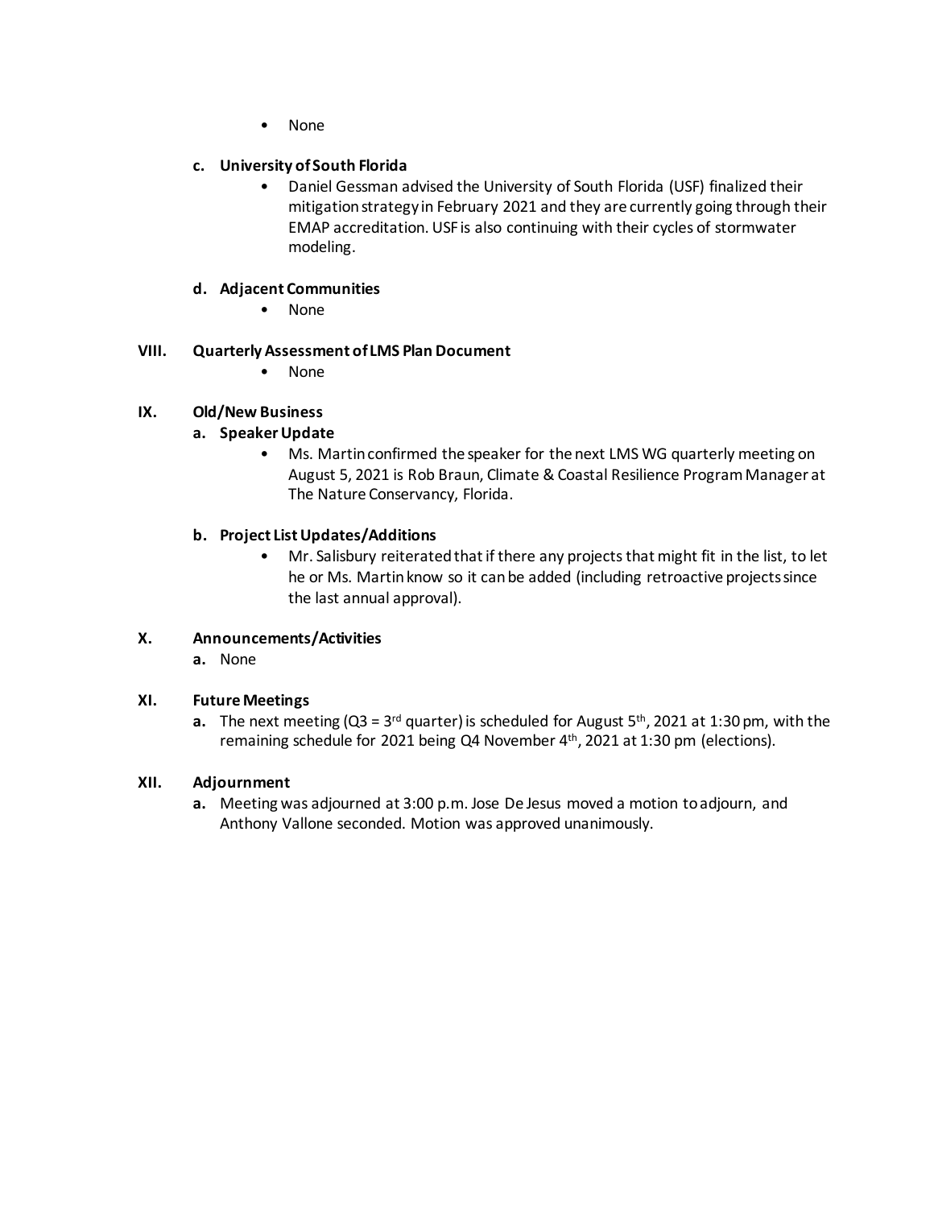- None

**c. University of South Florida**

- Daniel Gessman advised the University of South Florida (USF) finalized their mitigation strategy in February 2021 and they are currently going through their EMAP accreditation. USF is also continuing with their cycles of stormwater modeling.

**d. Adjacent Communities**

- None

## VIII. Quarterly Assessment of LMS Plan Document

- None

## IX. Old/New Business

**a. Speaker Update**

- Ms. Martin confirmed the speaker for the next LMS WG quarterly meeting on August 5, 2021 is Rob Braun, Climate & Coastal Resilience Program Manager at The Nature Conservancy, Florida.

**b. Project List Updates/Additions**

- Mr. Salisbury reiterated that if there any projects that might fit in the list, to let he or Ms. Martin know so it can be added (including retroactive projects since the last annual approval).

## X. Announcements/Activities

**a.** None

## XI. Future Meetings

**a.** The next meeting (Q3 = 3rd quarter) is scheduled for August 5th, 2021 at 1:30 pm, with the remaining schedule for 2021 being Q4 November 4th, 2021 at 1:30 pm (elections).

## XII. Adjournment

**a.** Meeting was adjourned at 3:00 p.m. Jose De Jesus moved a motion to adjourn, and Anthony Vallone seconded. Motion was approved unanimously.